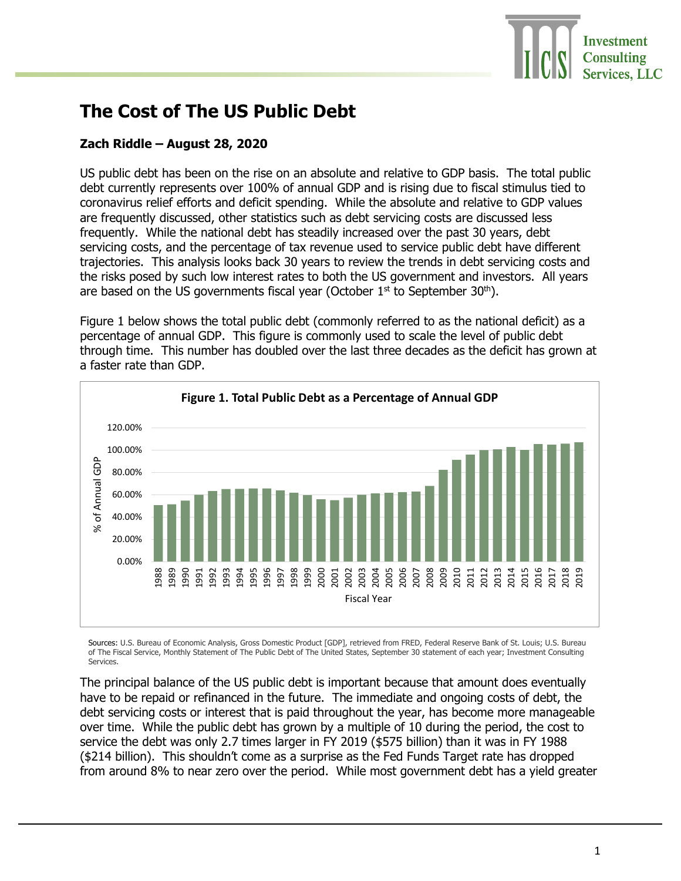# The Cost of The US Public Debt

**Zach Riddle – August 28, 2020**

US public debt has been on the rise on an absolute and relative to GDP basis. The total public debt currently represents over 100% of annual GDP and is rising due to fiscal stimulus tied to coronavirus relief efforts and deficit spending. While the absolute and relative to GDP values are frequently discussed, other statistics such as debt servicing costs are discussed less frequently. While the national debt has steadily increased over the past 30 years, debt servicing costs, and the percentage of tax revenue used to service public debt have different trajectories. This analysis looks back 30 years to review the trends in debt servicing costs and the risks posed by such low interest rates to both the US government and investors. All years are based on the US governments fiscal year (October 1st to September 30th).

Figure 1 below shows the total public debt (commonly referred to as the national deficit) as a percentage of annual GDP. This figure is commonly used to scale the level of public debt through time. This number has doubled over the last three decades as the deficit has grown at a faster rate than GDP.

**Figure 1. Total Public Debt as a Percentage of Annual GDP**

Sources: U.S. Bureau of Economic Analysis, Gross Domestic Product [GDP], retrieved from FRED, Federal Reserve Bank of St. Louis; U.S. Bureau of The Fiscal Service, Monthly Statement of The Public Debt of The United States, September 30 statement of each year; Investment Consulting Services.

The principal balance of the US public debt is important because that amount does eventually have to be repaid or refinanced in the future. The immediate and ongoing costs of debt, the debt servicing costs or interest that is paid throughout the year, has become more manageable over time. While the public debt has grown by a multiple of 10 during the period, the cost to service the debt was only 2.7 times larger in FY 2019 ($575 billion) than it was in FY 1988 ($214 billion). This shouldn't come as a surprise as the Fed Funds Target rate has dropped from around 8% to near zero over the period. While most government debt has a yield greater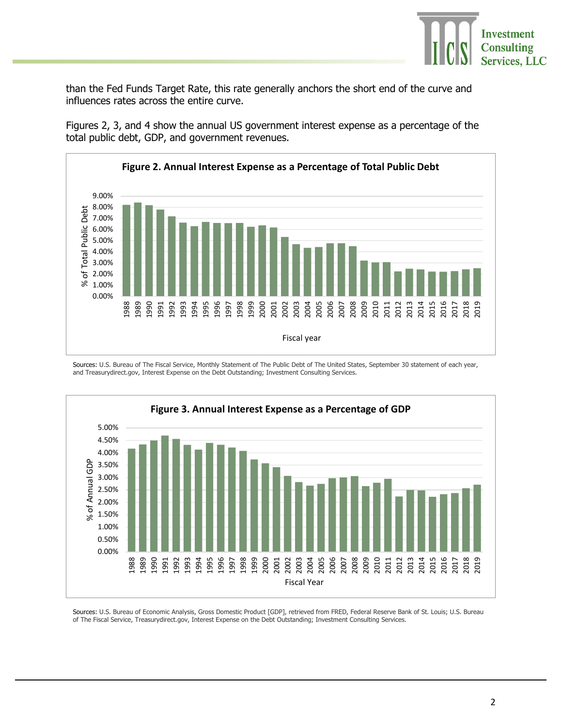than the Fed Funds Target Rate, this rate generally anchors the short end of the curve and influences rates across the entire curve.

Figures 2, 3, and 4 show the annual US government interest expense as a percentage of the total public debt, GDP, and government revenues.

**Figure 2. Annual Interest Expense as a Percentage of Total Public Debt**

Sources: U.S. Bureau of The Fiscal Service, Monthly Statement of The Public Debt of The United States, September 30 statement of each year, and Treasurydirect.gov, Interest Expense on the Debt Outstanding; Investment Consulting Services.

**Figure 3. Annual Interest Expense as a Percentage of GDP**

Sources: U.S. Bureau of Economic Analysis, Gross Domestic Product [GDP], retrieved from FRED, Federal Reserve Bank of St. Louis; U.S. Bureau of The Fiscal Service, Treasurydirect.gov, Interest Expense on the Debt Outstanding; Investment Consulting Services.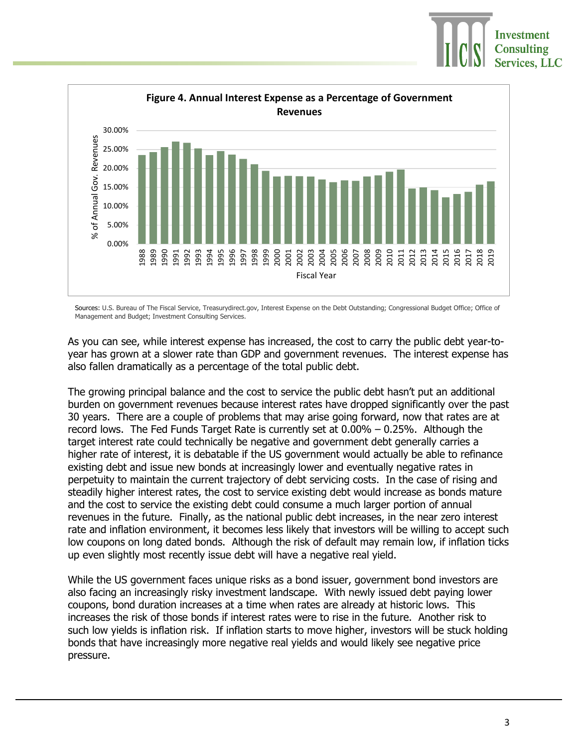**Figure 4. Annual Interest Expense as a Percentage of Government Revenues**

Sources: U.S. Bureau of The Fiscal Service, Treasurydirect.gov, Interest Expense on the Debt Outstanding; Congressional Budget Office; Office of Management and Budget; Investment Consulting Services.

As you can see, while interest expense has increased, the cost to carry the public debt year-to-year has grown at a slower rate than GDP and government revenues. The interest expense has also fallen dramatically as a percentage of the total public debt.

The growing principal balance and the cost to service the public debt hasn't put an additional burden on government revenues because interest rates have dropped significantly over the past 30 years. There are a couple of problems that may arise going forward, now that rates are at record lows. The Fed Funds Target Rate is currently set at 0.00% – 0.25%. Although the target interest rate could technically be negative and government debt generally carries a higher rate of interest, it is debatable if the US government would actually be able to refinance existing debt and issue new bonds at increasingly lower and eventually negative rates in perpetuity to maintain the current trajectory of debt servicing costs. In the case of rising and steadily higher interest rates, the cost to service existing debt would increase as bonds mature and the cost to service the existing debt could consume a much larger portion of annual revenues in the future. Finally, as the national public debt increases, in the near zero interest rate and inflation environment, it becomes less likely that investors will be willing to accept such low coupons on long dated bonds. Although the risk of default may remain low, if inflation ticks up even slightly most recently issue debt will have a negative real yield.

While the US government faces unique risks as a bond issuer, government bond investors are also facing an increasingly risky investment landscape. With newly issued debt paying lower coupons, bond duration increases at a time when rates are already at historic lows. This increases the risk of those bonds if interest rates were to rise in the future. Another risk to such low yields is inflation risk. If inflation starts to move higher, investors will be stuck holding bonds that have increasingly more negative real yields and would likely see negative price pressure.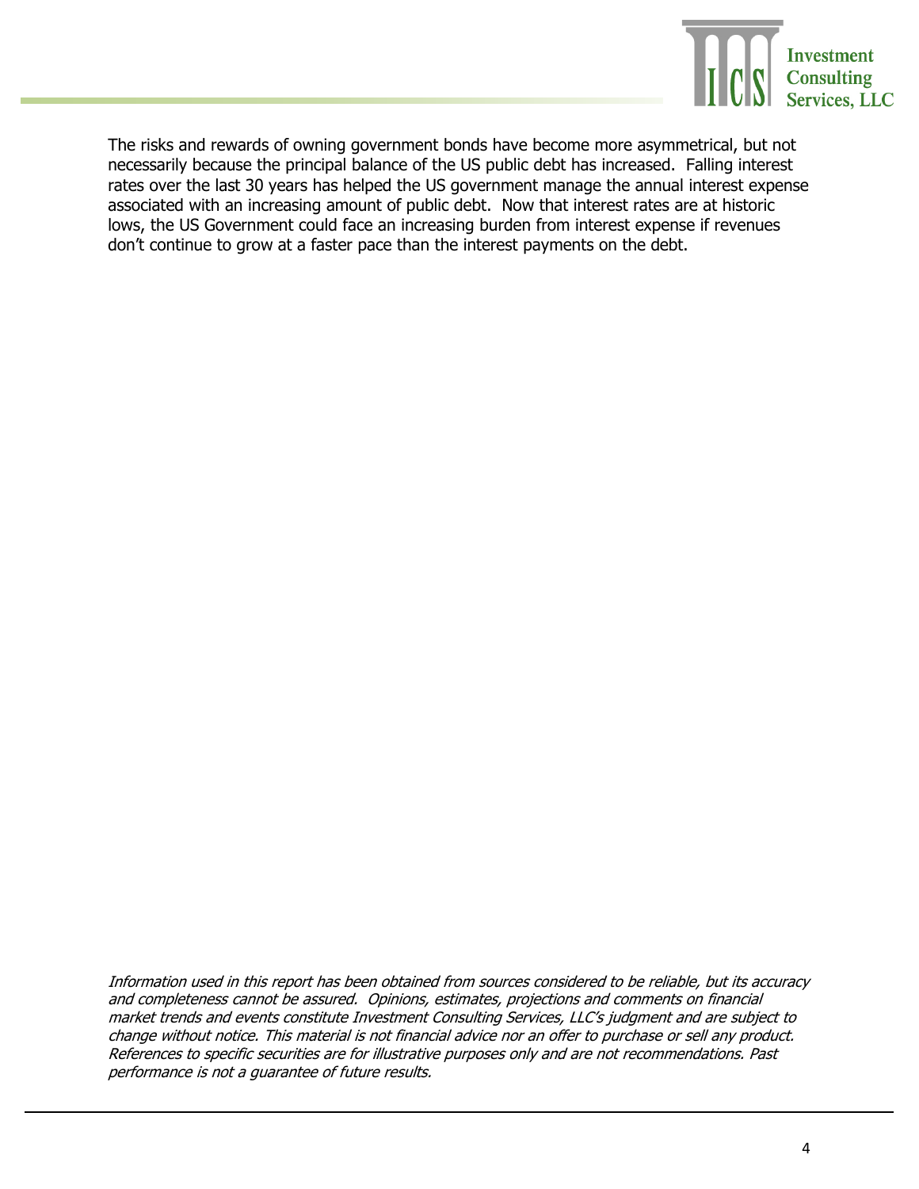The risks and rewards of owning government bonds have become more asymmetrical, but not necessarily because the principal balance of the US public debt has increased. Falling interest rates over the last 30 years has helped the US government manage the annual interest expense associated with an increasing amount of public debt. Now that interest rates are at historic lows, the US Government could face an increasing burden from interest expense if revenues don't continue to grow at a faster pace than the interest payments on the debt.

*Information used in this report has been obtained from sources considered to be reliable, but its accuracy and completeness cannot be assured. Opinions, estimates, projections and comments on financial market trends and events constitute Investment Consulting Services, LLC's judgment and are subject to change without notice. This material is not financial advice nor an offer to purchase or sell any product. References to specific securities are for illustrative purposes only and are not recommendations. Past performance is not a guarantee of future results.*